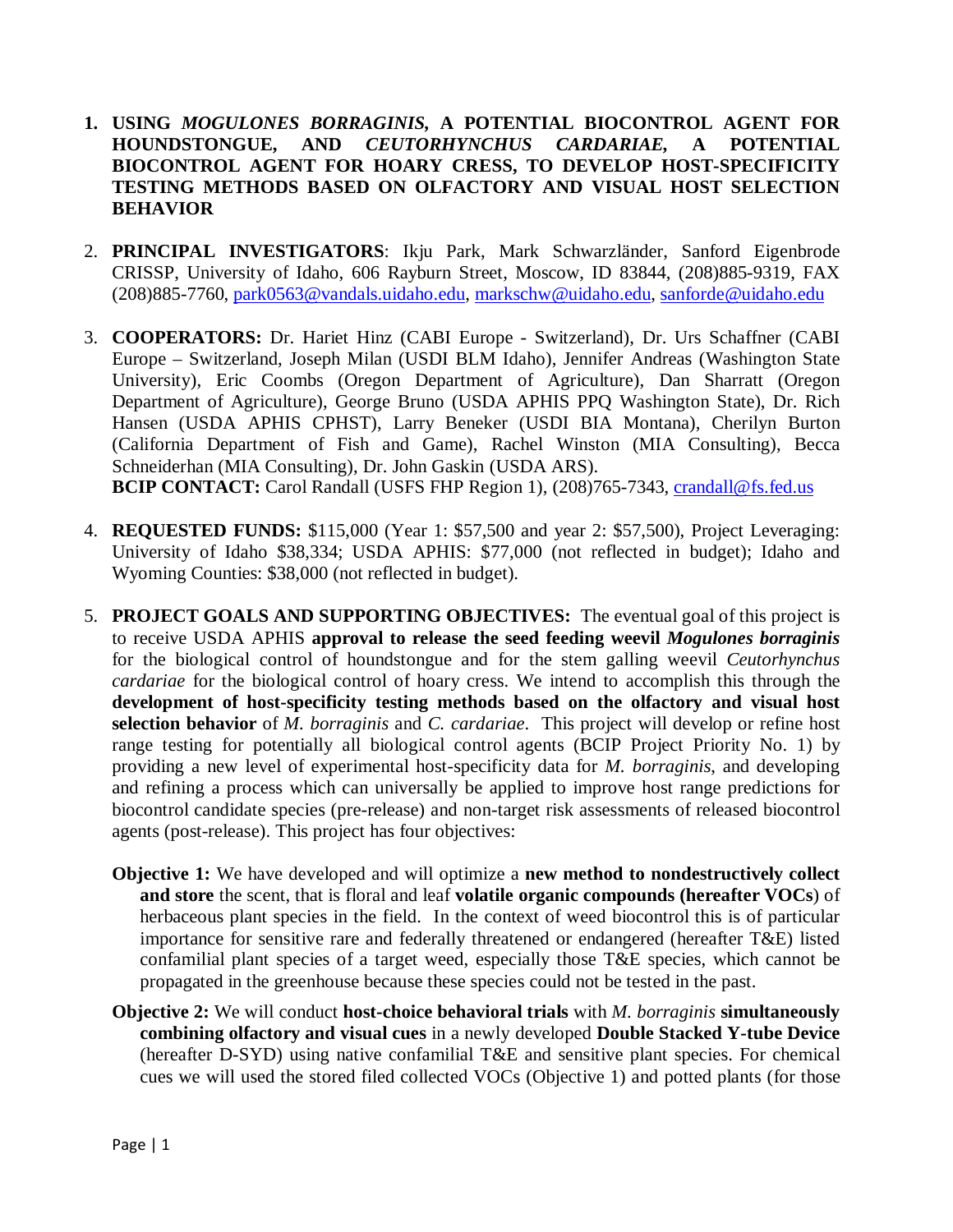1. **USING *MOGULONES BORRAGINIS*, A POTENTIAL BIOCONTROL AGENT FOR HOUNDSTONGUE, AND *CEUTORHYNCHUS CARDARIAE*, A POTENTIAL BIOCONTROL AGENT FOR HOARY CRESS, TO DEVELOP HOST-SPECIFICITY TESTING METHODS BASED ON OLFACTORY AND VISUAL HOST SELECTION BEHAVIOR**

2. **PRINCIPAL INVESTIGATORS**: Ikju Park, Mark Schwarzländer, Sanford Eigenbrode CRISSP, University of Idaho, 606 Rayburn Street, Moscow, ID 83844, (208)885-9319, FAX (208)885-7760, park0563@vandals.uidaho.edu, markschw@uidaho.edu, sanforde@uidaho.edu

3. **COOPERATORS:** Dr. Hariet Hinz (CABI Europe - Switzerland), Dr. Urs Schaffner (CABI Europe – Switzerland, Joseph Milan (USDI BLM Idaho), Jennifer Andreas (Washington State University), Eric Coombs (Oregon Department of Agriculture), Dan Sharratt (Oregon Department of Agriculture), George Bruno (USDA APHIS PPQ Washington State), Dr. Rich Hansen (USDA APHIS CPHST), Larry Beneker (USDI BIA Montana), Cherilyn Burton (California Department of Fish and Game), Rachel Winston (MIA Consulting), Becca Schneiderhan (MIA Consulting), Dr. John Gaskin (USDA ARS).
   **BCIP CONTACT:** Carol Randall (USFS FHP Region 1), (208)765-7343, crandall@fs.fed.us

4. **REQUESTED FUNDS:** $115,000 (Year 1: $57,500 and year 2: $57,500), Project Leveraging: University of Idaho $38,334; USDA APHIS: $77,000 (not reflected in budget); Idaho and Wyoming Counties: $38,000 (not reflected in budget).

5. **PROJECT GOALS AND SUPPORTING OBJECTIVES:** The eventual goal of this project is to receive USDA APHIS **approval to release the seed feeding weevil *Mogulones borraginis*** for the biological control of houndstongue and for the stem galling weevil *Ceutorhynchus cardariae* for the biological control of hoary cress. We intend to accomplish this through the **development of host-specificity testing methods based on the olfactory and visual host selection behavior** of *M. borraginis* and *C. cardariae*. This project will develop or refine host range testing for potentially all biological control agents (BCIP Project Priority No. 1) by providing a new level of experimental host-specificity data for *M. borraginis*, and developing and refining a process which can universally be applied to improve host range predictions for biocontrol candidate species (pre-release) and non-target risk assessments of released biocontrol agents (post-release). This project has four objectives:

   **Objective 1:** We have developed and will optimize a **new method to nondestructively collect and store** the scent, that is floral and leaf **volatile organic compounds (hereafter VOCs**) of herbaceous plant species in the field. In the context of weed biocontrol this is of particular importance for sensitive rare and federally threatened or endangered (hereafter T&E) listed confamilial plant species of a target weed, especially those T&E species, which cannot be propagated in the greenhouse because these species could not be tested in the past.

   **Objective 2:** We will conduct **host-choice behavioral trials** with *M. borraginis* **simultaneously combining olfactory and visual cues** in a newly developed **Double Stacked Y-tube Device** (hereafter D-SYD) using native confamilial T&E and sensitive plant species. For chemical cues we will used the stored filed collected VOCs (Objective 1) and potted plants (for those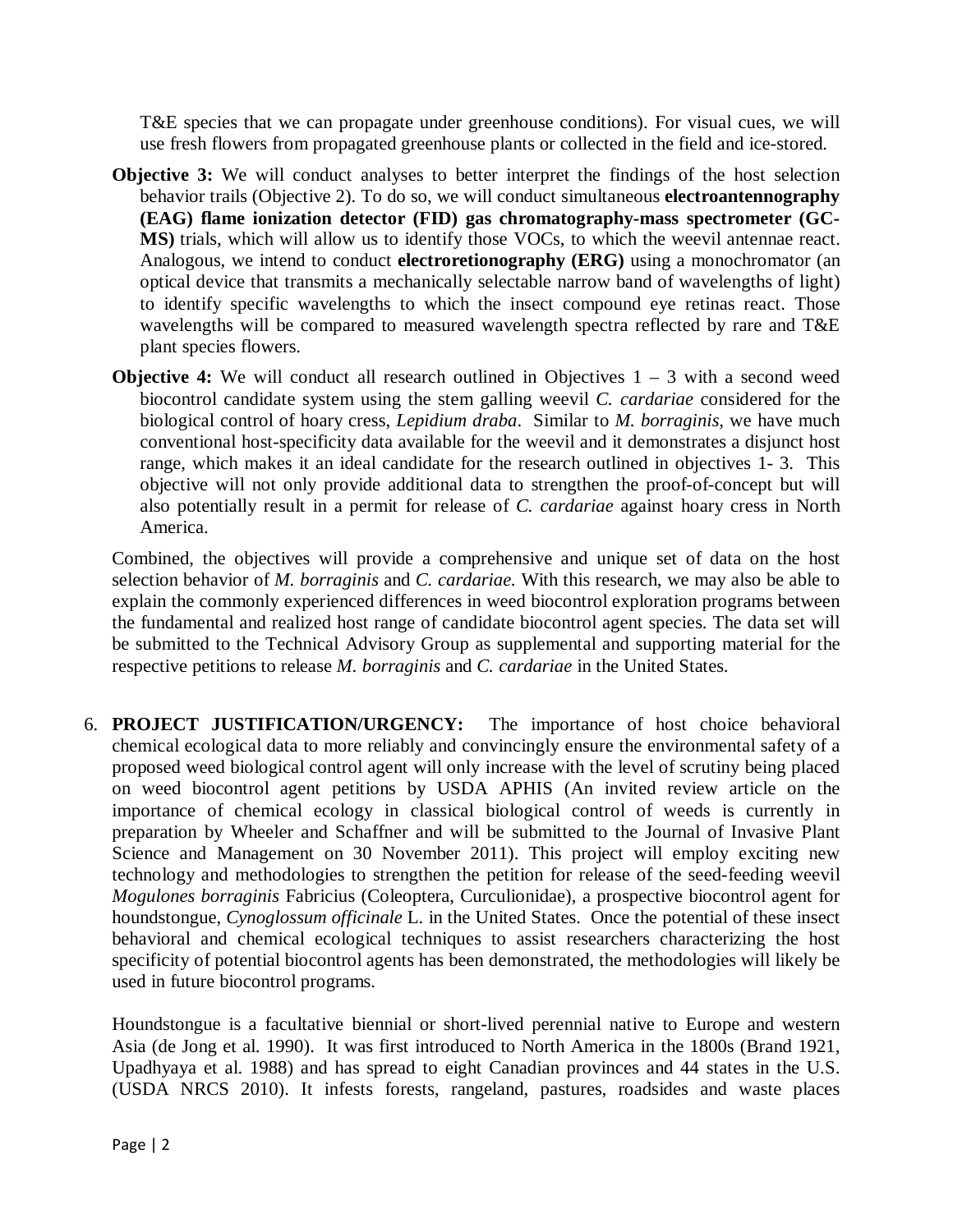T&E species that we can propagate under greenhouse conditions). For visual cues, we will use fresh flowers from propagated greenhouse plants or collected in the field and ice-stored.

**Objective 3:** We will conduct analyses to better interpret the findings of the host selection behavior trails (Objective 2). To do so, we will conduct simultaneous **electroantennography (EAG) flame ionization detector (FID) gas chromatography-mass spectrometer (GC-MS)** trials, which will allow us to identify those VOCs, to which the weevil antennae react. Analogous, we intend to conduct **electroretionography (ERG)** using a monochromator (an optical device that transmits a mechanically selectable narrow band of wavelengths of light) to identify specific wavelengths to which the insect compound eye retinas react. Those wavelengths will be compared to measured wavelength spectra reflected by rare and T&E plant species flowers.

**Objective 4:** We will conduct all research outlined in Objectives 1 – 3 with a second weed biocontrol candidate system using the stem galling weevil *C. cardariae* considered for the biological control of hoary cress, *Lepidium draba*. Similar to *M. borraginis,* we have much conventional host-specificity data available for the weevil and it demonstrates a disjunct host range, which makes it an ideal candidate for the research outlined in objectives 1- 3. This objective will not only provide additional data to strengthen the proof-of-concept but will also potentially result in a permit for release of *C. cardariae* against hoary cress in North America.

Combined, the objectives will provide a comprehensive and unique set of data on the host selection behavior of *M. borraginis* and *C. cardariae.* With this research, we may also be able to explain the commonly experienced differences in weed biocontrol exploration programs between the fundamental and realized host range of candidate biocontrol agent species. The data set will be submitted to the Technical Advisory Group as supplemental and supporting material for the respective petitions to release *M. borraginis* and *C. cardariae* in the United States.

6. **PROJECT JUSTIFICATION/URGENCY:** The importance of host choice behavioral chemical ecological data to more reliably and convincingly ensure the environmental safety of a proposed weed biological control agent will only increase with the level of scrutiny being placed on weed biocontrol agent petitions by USDA APHIS (An invited review article on the importance of chemical ecology in classical biological control of weeds is currently in preparation by Wheeler and Schaffner and will be submitted to the Journal of Invasive Plant Science and Management on 30 November 2011). This project will employ exciting new technology and methodologies to strengthen the petition for release of the seed-feeding weevil *Mogulones borraginis* Fabricius (Coleoptera, Curculionidae), a prospective biocontrol agent for houndstongue, *Cynoglossum officinale* L. in the United States. Once the potential of these insect behavioral and chemical ecological techniques to assist researchers characterizing the host specificity of potential biocontrol agents has been demonstrated, the methodologies will likely be used in future biocontrol programs.

Houndstongue is a facultative biennial or short-lived perennial native to Europe and western Asia (de Jong et al. 1990). It was first introduced to North America in the 1800s (Brand 1921, Upadhyaya et al. 1988) and has spread to eight Canadian provinces and 44 states in the U.S. (USDA NRCS 2010). It infests forests, rangeland, pastures, roadsides and waste places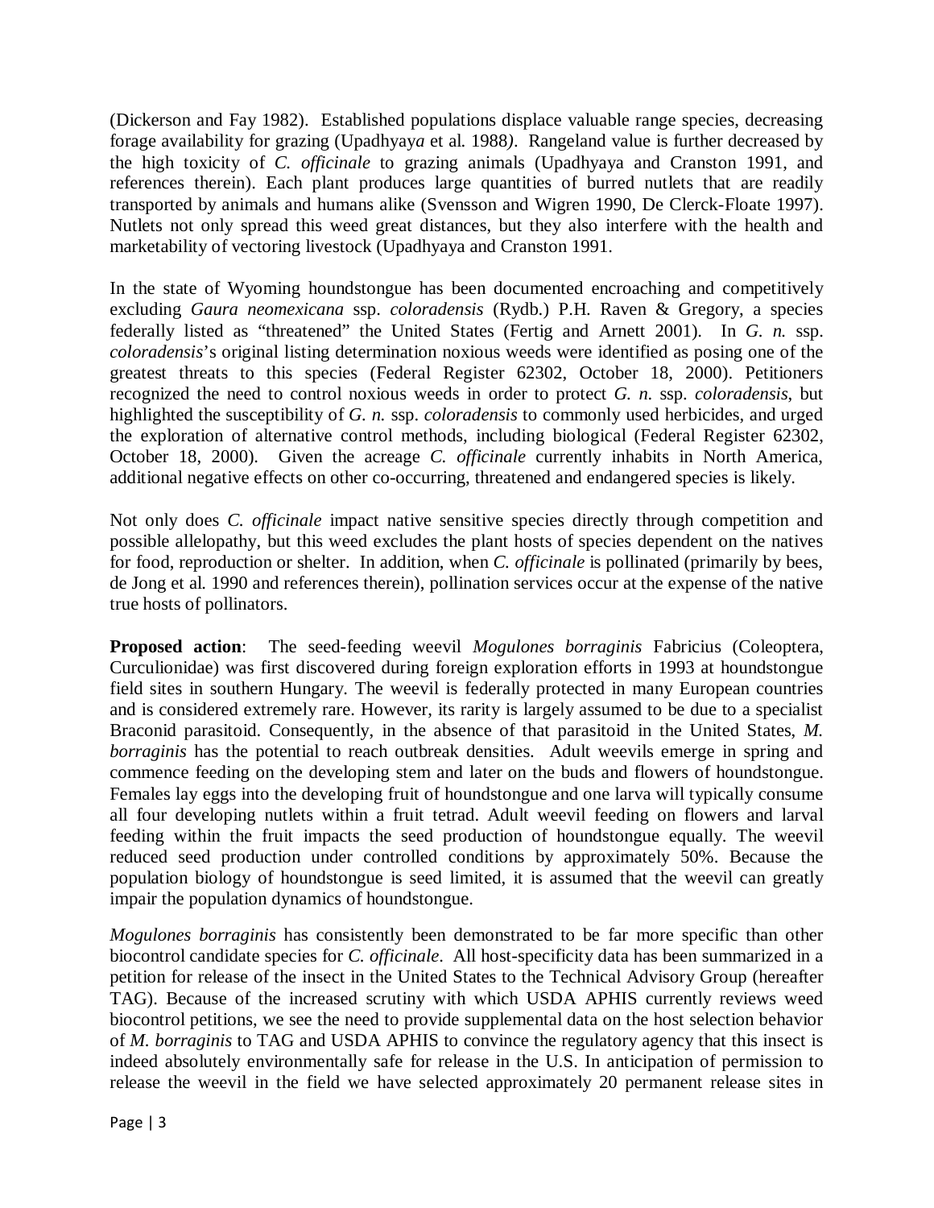(Dickerson and Fay 1982). Established populations displace valuable range species, decreasing forage availability for grazing (Upadhyay*a* et al. 1988*)*. Rangeland value is further decreased by the high toxicity of *C. officinale* to grazing animals (Upadhyaya and Cranston 1991, and references therein). Each plant produces large quantities of burred nutlets that are readily transported by animals and humans alike (Svensson and Wigren 1990, De Clerck-Floate 1997). Nutlets not only spread this weed great distances, but they also interfere with the health and marketability of vectoring livestock (Upadhyaya and Cranston 1991.

In the state of Wyoming houndstongue has been documented encroaching and competitively excluding *Gaura neomexicana* ssp. *coloradensis* (Rydb.) P.H. Raven & Gregory, a species federally listed as "threatened" the United States (Fertig and Arnett 2001). In *G. n.* ssp. *coloradensis*'s original listing determination noxious weeds were identified as posing one of the greatest threats to this species (Federal Register 62302, October 18, 2000). Petitioners recognized the need to control noxious weeds in order to protect *G. n.* ssp. *coloradensis*, but highlighted the susceptibility of *G. n.* ssp. *coloradensis* to commonly used herbicides, and urged the exploration of alternative control methods, including biological (Federal Register 62302, October 18, 2000). Given the acreage *C. officinale* currently inhabits in North America, additional negative effects on other co-occurring, threatened and endangered species is likely.

Not only does *C. officinale* impact native sensitive species directly through competition and possible allelopathy, but this weed excludes the plant hosts of species dependent on the natives for food, reproduction or shelter. In addition, when *C. officinale* is pollinated (primarily by bees, de Jong et al. 1990 and references therein), pollination services occur at the expense of the native true hosts of pollinators.

**Proposed action**: The seed-feeding weevil *Mogulones borraginis* Fabricius (Coleoptera, Curculionidae) was first discovered during foreign exploration efforts in 1993 at houndstongue field sites in southern Hungary. The weevil is federally protected in many European countries and is considered extremely rare. However, its rarity is largely assumed to be due to a specialist Braconid parasitoid. Consequently, in the absence of that parasitoid in the United States, *M. borraginis* has the potential to reach outbreak densities. Adult weevils emerge in spring and commence feeding on the developing stem and later on the buds and flowers of houndstongue. Females lay eggs into the developing fruit of houndstongue and one larva will typically consume all four developing nutlets within a fruit tetrad. Adult weevil feeding on flowers and larval feeding within the fruit impacts the seed production of houndstongue equally. The weevil reduced seed production under controlled conditions by approximately 50%. Because the population biology of houndstongue is seed limited, it is assumed that the weevil can greatly impair the population dynamics of houndstongue.

*Mogulones borraginis* has consistently been demonstrated to be far more specific than other biocontrol candidate species for *C. officinale*. All host-specificity data has been summarized in a petition for release of the insect in the United States to the Technical Advisory Group (hereafter TAG). Because of the increased scrutiny with which USDA APHIS currently reviews weed biocontrol petitions, we see the need to provide supplemental data on the host selection behavior of *M. borraginis* to TAG and USDA APHIS to convince the regulatory agency that this insect is indeed absolutely environmentally safe for release in the U.S. In anticipation of permission to release the weevil in the field we have selected approximately 20 permanent release sites in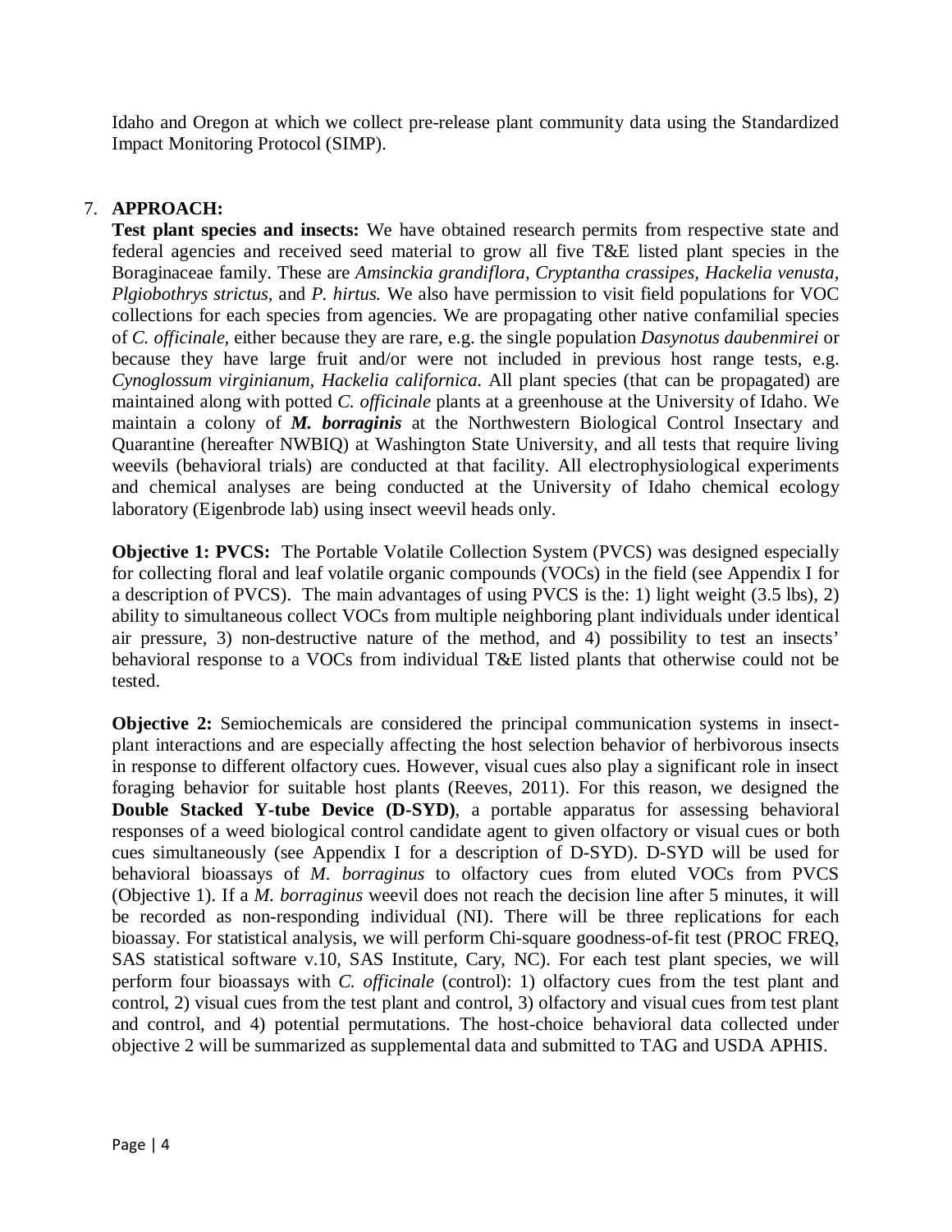Idaho and Oregon at which we collect pre-release plant community data using the Standardized Impact Monitoring Protocol (SIMP).

7. **APPROACH:**

**Test plant species and insects:** We have obtained research permits from respective state and federal agencies and received seed material to grow all five T&E listed plant species in the Boraginaceae family. These are *Amsinckia grandiflora, Cryptantha crassipes, Hackelia venusta, Plgiobothrys strictus,* and *P. hirtus.* We also have permission to visit field populations for VOC collections for each species from agencies. We are propagating other native confamilial species of *C. officinale*, either because they are rare, e.g. the single population *Dasynotus daubenmirei* or because they have large fruit and/or were not included in previous host range tests, e.g. *Cynoglossum virginianum, Hackelia californica.* All plant species (that can be propagated) are maintained along with potted *C. officinale* plants at a greenhouse at the University of Idaho. We maintain a colony of ***M. borraginis*** at the Northwestern Biological Control Insectary and Quarantine (hereafter NWBIQ) at Washington State University, and all tests that require living weevils (behavioral trials) are conducted at that facility. All electrophysiological experiments and chemical analyses are being conducted at the University of Idaho chemical ecology laboratory (Eigenbrode lab) using insect weevil heads only.

**Objective 1: PVCS:** The Portable Volatile Collection System (PVCS) was designed especially for collecting floral and leaf volatile organic compounds (VOCs) in the field (see Appendix I for a description of PVCS). The main advantages of using PVCS is the: 1) light weight (3.5 lbs), 2) ability to simultaneous collect VOCs from multiple neighboring plant individuals under identical air pressure, 3) non-destructive nature of the method, and 4) possibility to test an insects' behavioral response to a VOCs from individual T&E listed plants that otherwise could not be tested.

**Objective 2:** Semiochemicals are considered the principal communication systems in insect-plant interactions and are especially affecting the host selection behavior of herbivorous insects in response to different olfactory cues. However, visual cues also play a significant role in insect foraging behavior for suitable host plants (Reeves, 2011). For this reason, we designed the **Double Stacked Y-tube Device (D-SYD)**, a portable apparatus for assessing behavioral responses of a weed biological control candidate agent to given olfactory or visual cues or both cues simultaneously (see Appendix I for a description of D-SYD). D-SYD will be used for behavioral bioassays of *M. borraginus* to olfactory cues from eluted VOCs from PVCS (Objective 1). If a *M. borraginus* weevil does not reach the decision line after 5 minutes, it will be recorded as non-responding individual (NI). There will be three replications for each bioassay. For statistical analysis, we will perform Chi-square goodness-of-fit test (PROC FREQ, SAS statistical software v.10, SAS Institute, Cary, NC). For each test plant species, we will perform four bioassays with *C. officinale* (control): 1) olfactory cues from the test plant and control, 2) visual cues from the test plant and control, 3) olfactory and visual cues from test plant and control, and 4) potential permutations. The host-choice behavioral data collected under objective 2 will be summarized as supplemental data and submitted to TAG and USDA APHIS.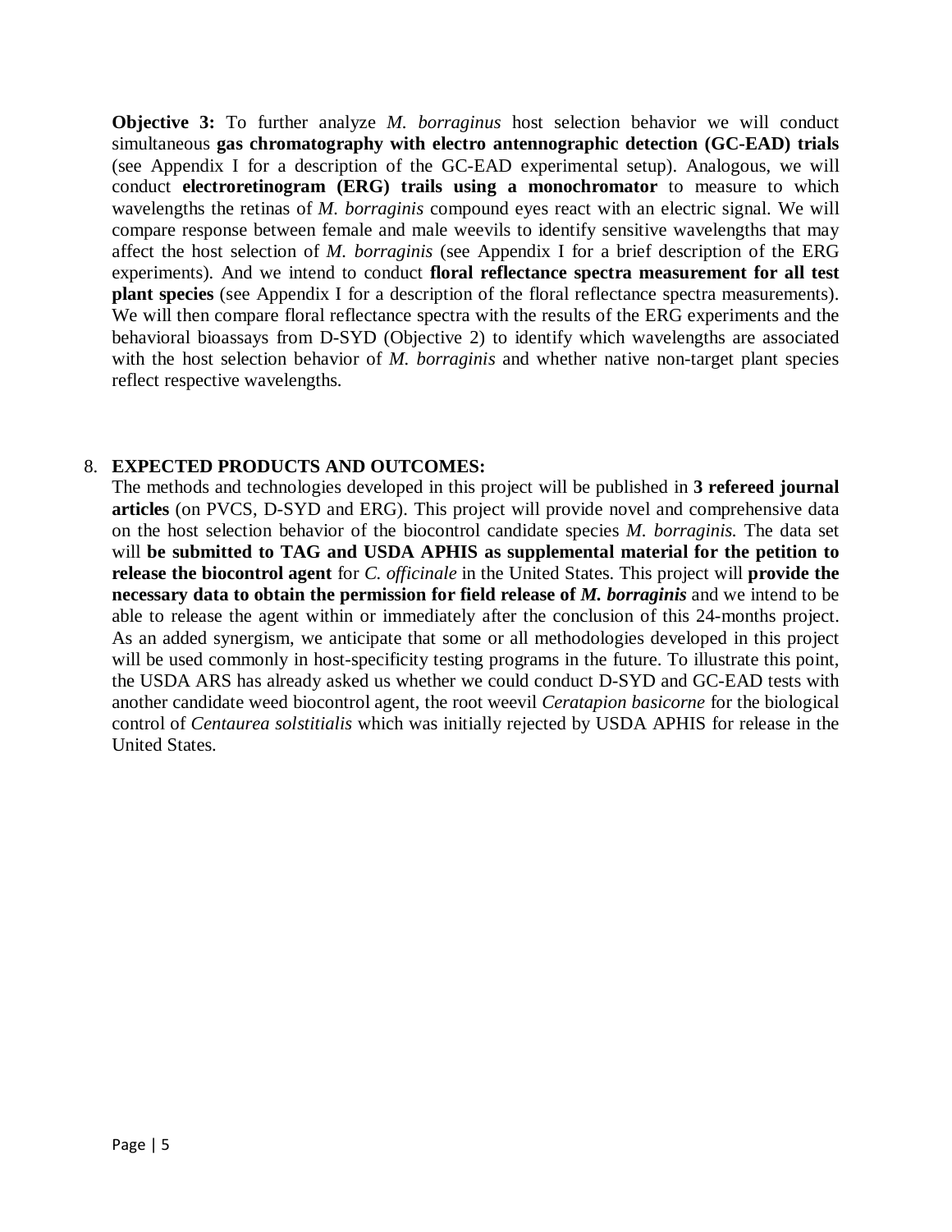**Objective 3:** To further analyze *M. borraginus* host selection behavior we will conduct simultaneous **gas chromatography with electro antennographic detection (GC-EAD) trials** (see Appendix I for a description of the GC-EAD experimental setup). Analogous, we will conduct **electroretinogram (ERG) trails using a monochromator** to measure to which wavelengths the retinas of *M. borraginis* compound eyes react with an electric signal. We will compare response between female and male weevils to identify sensitive wavelengths that may affect the host selection of *M. borraginis* (see Appendix I for a brief description of the ERG experiments). And we intend to conduct **floral reflectance spectra measurement for all test plant species** (see Appendix I for a description of the floral reflectance spectra measurements). We will then compare floral reflectance spectra with the results of the ERG experiments and the behavioral bioassays from D-SYD (Objective 2) to identify which wavelengths are associated with the host selection behavior of *M. borraginis* and whether native non-target plant species reflect respective wavelengths.

8. **EXPECTED PRODUCTS AND OUTCOMES:**

The methods and technologies developed in this project will be published in **3 refereed journal articles** (on PVCS, D-SYD and ERG). This project will provide novel and comprehensive data on the host selection behavior of the biocontrol candidate species *M. borraginis.* The data set will **be submitted to TAG and USDA APHIS as supplemental material for the petition to release the biocontrol agent** for *C. officinale* in the United States. This project will **provide the necessary data to obtain the permission for field release of *M. borraginis*** and we intend to be able to release the agent within or immediately after the conclusion of this 24-months project. As an added synergism, we anticipate that some or all methodologies developed in this project will be used commonly in host-specificity testing programs in the future. To illustrate this point, the USDA ARS has already asked us whether we could conduct D-SYD and GC-EAD tests with another candidate weed biocontrol agent, the root weevil *Ceratapion basicorne* for the biological control of *Centaurea solstitialis* which was initially rejected by USDA APHIS for release in the United States.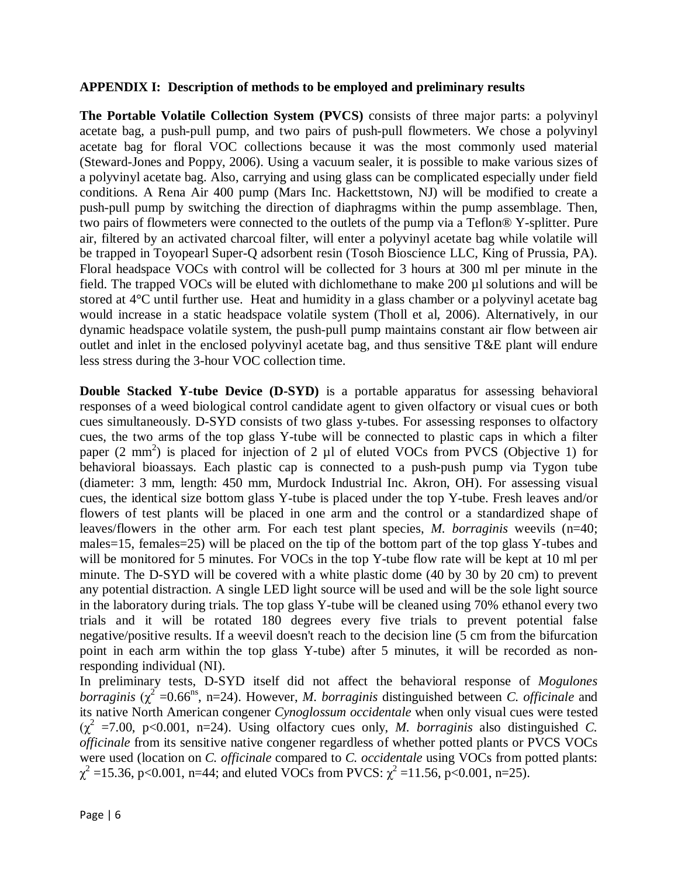**APPENDIX I: Description of methods to be employed and preliminary results**

**The Portable Volatile Collection System (PVCS)** consists of three major parts: a polyvinyl acetate bag, a push-pull pump, and two pairs of push-pull flowmeters. We chose a polyvinyl acetate bag for floral VOC collections because it was the most commonly used material (Steward-Jones and Poppy, 2006). Using a vacuum sealer, it is possible to make various sizes of a polyvinyl acetate bag. Also, carrying and using glass can be complicated especially under field conditions. A Rena Air 400 pump (Mars Inc. Hackettstown, NJ) will be modified to create a push-pull pump by switching the direction of diaphragms within the pump assemblage. Then, two pairs of flowmeters were connected to the outlets of the pump via a Teflon® Y-splitter. Pure air, filtered by an activated charcoal filter, will enter a polyvinyl acetate bag while volatile will be trapped in Toyopearl Super-Q adsorbent resin (Tosoh Bioscience LLC, King of Prussia, PA). Floral headspace VOCs with control will be collected for 3 hours at 300 ml per minute in the field. The trapped VOCs will be eluted with dichlomethane to make 200 µl solutions and will be stored at 4°C until further use. Heat and humidity in a glass chamber or a polyvinyl acetate bag would increase in a static headspace volatile system (Tholl et al, 2006). Alternatively, in our dynamic headspace volatile system, the push-pull pump maintains constant air flow between air outlet and inlet in the enclosed polyvinyl acetate bag, and thus sensitive T&E plant will endure less stress during the 3-hour VOC collection time.

**Double Stacked Y-tube Device (D-SYD)** is a portable apparatus for assessing behavioral responses of a weed biological control candidate agent to given olfactory or visual cues or both cues simultaneously. D-SYD consists of two glass y-tubes. For assessing responses to olfactory cues, the two arms of the top glass Y-tube will be connected to plastic caps in which a filter paper (2 $mm^2$) is placed for injection of 2 µl of eluted VOCs from PVCS (Objective 1) for behavioral bioassays. Each plastic cap is connected to a push-push pump via Tygon tube (diameter: 3 mm, length: 450 mm, Murdock Industrial Inc. Akron, OH). For assessing visual cues, the identical size bottom glass Y-tube is placed under the top Y-tube. Fresh leaves and/or flowers of test plants will be placed in one arm and the control or a standardized shape of leaves/flowers in the other arm. For each test plant species, *M. borraginis* weevils (n=40; males=15, females=25) will be placed on the tip of the bottom part of the top glass Y-tubes and will be monitored for 5 minutes. For VOCs in the top Y-tube flow rate will be kept at 10 ml per minute. The D-SYD will be covered with a white plastic dome (40 by 30 by 20 cm) to prevent any potential distraction. A single LED light source will be used and will be the sole light source in the laboratory during trials. The top glass Y-tube will be cleaned using 70% ethanol every two trials and it will be rotated 180 degrees every five trials to prevent potential false negative/positive results. If a weevil doesn't reach to the decision line (5 cm from the bifurcation point in each arm within the top glass Y-tube) after 5 minutes, it will be recorded as non-responding individual (NI).

In preliminary tests, D-SYD itself did not affect the behavioral response of *Mogulones borraginis* ($\chi^2 = 0.66^{ns}$, n=24). However, *M. borraginis* distinguished between *C. officinale* and its native North American congener *Cynoglossum occidentale* when only visual cues were tested ($\chi^2 = 7.00$, $p < 0.001$, n=24). Using olfactory cues only, *M. borraginis* also distinguished *C. officinale* from its sensitive native congener regardless of whether potted plants or PVCS VOCs were used (location on *C. officinale* compared to *C. occidentale* using VOCs from potted plants: $\chi^2 = 15.36$, $p < 0.001$, n=44; and eluted VOCs from PVCS: $\chi^2 = 11.56$, $p < 0.001$, n=25).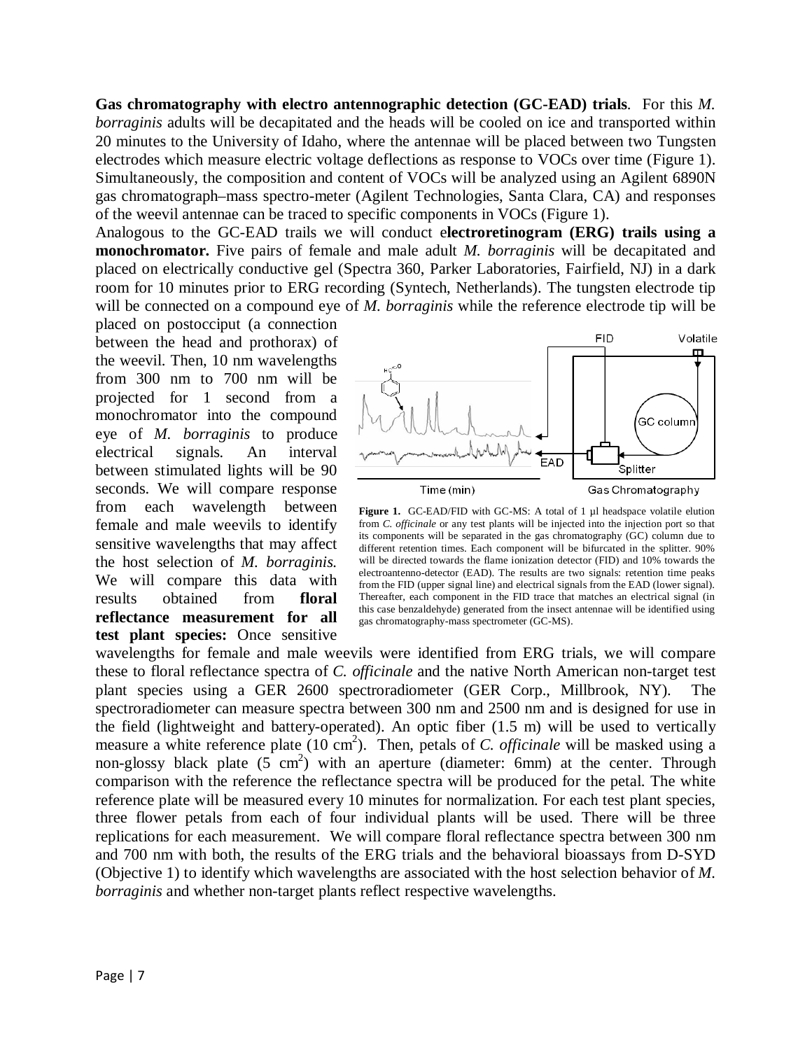**Gas chromatography with electro antennographic detection (GC-EAD) trials**. For this *M. borraginis* adults will be decapitated and the heads will be cooled on ice and transported within 20 minutes to the University of Idaho, where the antennae will be placed between two Tungsten electrodes which measure electric voltage deflections as response to VOCs over time (Figure 1). Simultaneously, the composition and content of VOCs will be analyzed using an Agilent 6890N gas chromatograph–mass spectro-meter (Agilent Technologies, Santa Clara, CA) and responses of the weevil antennae can be traced to specific components in VOCs (Figure 1).

Analogous to the GC-EAD trails we will conduct e**lectroretinogram (ERG) trails using a monochromator.** Five pairs of female and male adult *M. borraginis* will be decapitated and placed on electrically conductive gel (Spectra 360, Parker Laboratories, Fairfield, NJ) in a dark room for 10 minutes prior to ERG recording (Syntech, Netherlands). The tungsten electrode tip will be connected on a compound eye of *M. borraginis* while the reference electrode tip will be placed on postocciput (a connection between the head and prothorax) of the weevil. Then, 10 nm wavelengths from 300 nm to 700 nm will be projected for 1 second from a monochromator into the compound eye of *M. borraginis* to produce electrical signals. An interval between stimulated lights will be 90 seconds. We will compare response from each wavelength between female and male weevils to identify sensitive wavelengths that may affect the host selection of *M. borraginis.* We will compare this data with results obtained from **floral reflectance measurement for all test plant species:** Once sensitive wavelengths for female and male weevils were identified from ERG trials, we will compare these to floral reflectance spectra of *C. officinale* and the native North American non-target test plant species using a GER 2600 spectroradiometer (GER Corp., Millbrook, NY). The spectroradiometer can measure spectra between 300 nm and 2500 nm and is designed for use in the field (lightweight and battery-operated). An optic fiber (1.5 m) will be used to vertically measure a white reference plate (10 $cm^2$). Then, petals of *C. officinale* will be masked using a non-glossy black plate (5 $cm^2$) with an aperture (diameter: 6mm) at the center. Through comparison with the reference the reflectance spectra will be produced for the petal. The white reference plate will be measured every 10 minutes for normalization. For each test plant species, three flower petals from each of four individual plants will be used. There will be three replications for each measurement. We will compare floral reflectance spectra between 300 nm and 700 nm with both, the results of the ERG trials and the behavioral bioassays from D-SYD (Objective 1) to identify which wavelengths are associated with the host selection behavior of *M. borraginis* and whether non-target plants reflect respective wavelengths.

**Figure 1.** GC-EAD/FID with GC-MS: A total of 1 µl headspace volatile elution from *C. officinale* or any test plants will be injected into the injection port so that its components will be separated in the gas chromatography (GC) column due to different retention times. Each component will be bifurcated in the splitter. 90% will be directed towards the flame ionization detector (FID) and 10% towards the electroantenno-detector (EAD). The results are two signals: retention time peaks from the FID (upper signal line) and electrical signals from the EAD (lower signal). Thereafter, each component in the FID trace that matches an electrical signal (in this case benzaldehyde) generated from the insect antennae will be identified using gas chromatography-mass spectrometer (GC-MS).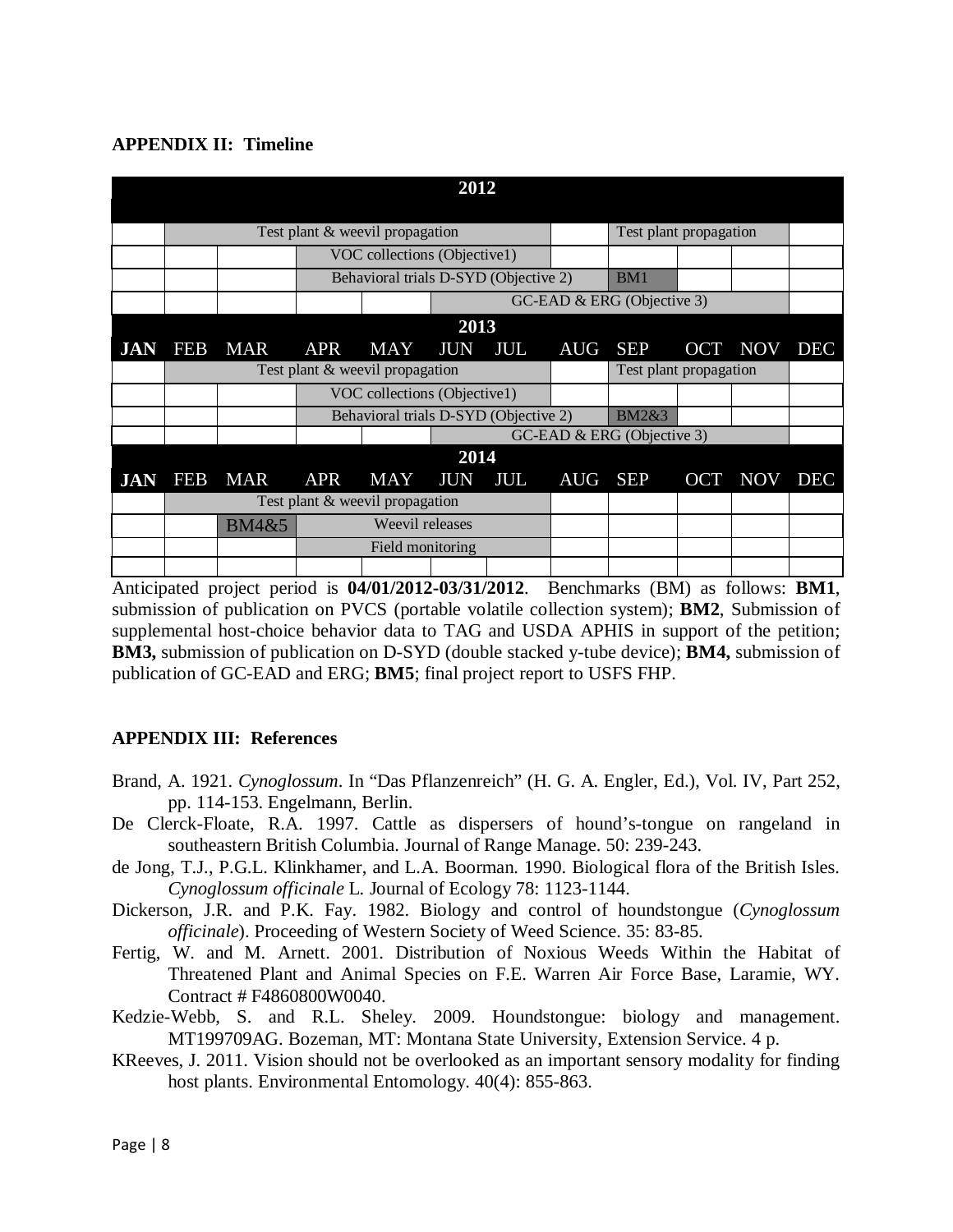**APPENDIX II: Timeline**

| 2012 | | | | | | | | | | | |
|---|---|---|---|---|---|---|---|---|---|---|---|
| | Test plant & weevil propagation | | | | | | | Test plant propagation | | | |
| | | | VOC collections (Objective1) | | | | | | | | |
| | | | Behavioral trials D-SYD (Objective 2) | | | | | BM1 | | | |
| | | | | | GC-EAD & ERG (Objective 3) | | | | | | |
| **2013** | | | | | | | | | | | |
| **JAN** | FEB | MAR | APR | MAY | JUN | JUL | AUG | SEP | OCT | NOV | DEC |
| | Test plant & weevil propagation | | | | | | | Test plant propagation | | | |
| | | | VOC collections (Objective1) | | | | | | | | |
| | | | Behavioral trials D-SYD (Objective 2) | | | | | BM2&3 | | | |
| | | | | | GC-EAD & ERG (Objective 3) | | | | | | |
| **2014** | | | | | | | | | | | |
| **JAN** | FEB | MAR | APR | MAY | JUN | JUL | AUG | SEP | OCT | NOV | DEC |
| | Test plant & weevil propagation | | | | | | | | | | |
| | | BM4&5 | Weevil releases | | | | | | | | |
| | | | Field monitoring | | | | | | | | |
| | | | | | | | | | | | |

Anticipated project period is **04/01/2012-03/31/2012**. Benchmarks (BM) as follows: **BM1**, submission of publication on PVCS (portable volatile collection system); **BM2**, Submission of supplemental host-choice behavior data to TAG and USDA APHIS in support of the petition; **BM3,** submission of publication on D-SYD (double stacked y-tube device); **BM4,** submission of publication of GC-EAD and ERG; **BM5**; final project report to USFS FHP.

**APPENDIX III: References**

Brand, A. 1921. *Cynoglossum*. In "Das Pflanzenreich" (H. G. A. Engler, Ed.), Vol. IV, Part 252, pp. 114-153. Engelmann, Berlin.

De Clerck-Floate, R.A. 1997. Cattle as dispersers of hound's-tongue on rangeland in southeastern British Columbia. Journal of Range Manage. 50: 239-243.

de Jong, T.J., P.G.L. Klinkhamer, and L.A. Boorman. 1990. Biological flora of the British Isles. *Cynoglossum officinale* L. Journal of Ecology 78: 1123-1144.

Dickerson, J.R. and P.K. Fay. 1982. Biology and control of houndstongue (*Cynoglossum officinale*). Proceeding of Western Society of Weed Science. 35: 83-85.

Fertig, W. and M. Arnett. 2001. Distribution of Noxious Weeds Within the Habitat of Threatened Plant and Animal Species on F.E. Warren Air Force Base, Laramie, WY. Contract # F4860800W0040.

Kedzie-Webb, S. and R.L. Sheley. 2009. Houndstongue: biology and management. MT199709AG. Bozeman, MT: Montana State University, Extension Service. 4 p.

KReeves, J. 2011. Vision should not be overlooked as an important sensory modality for finding host plants. Environmental Entomology. 40(4): 855-863.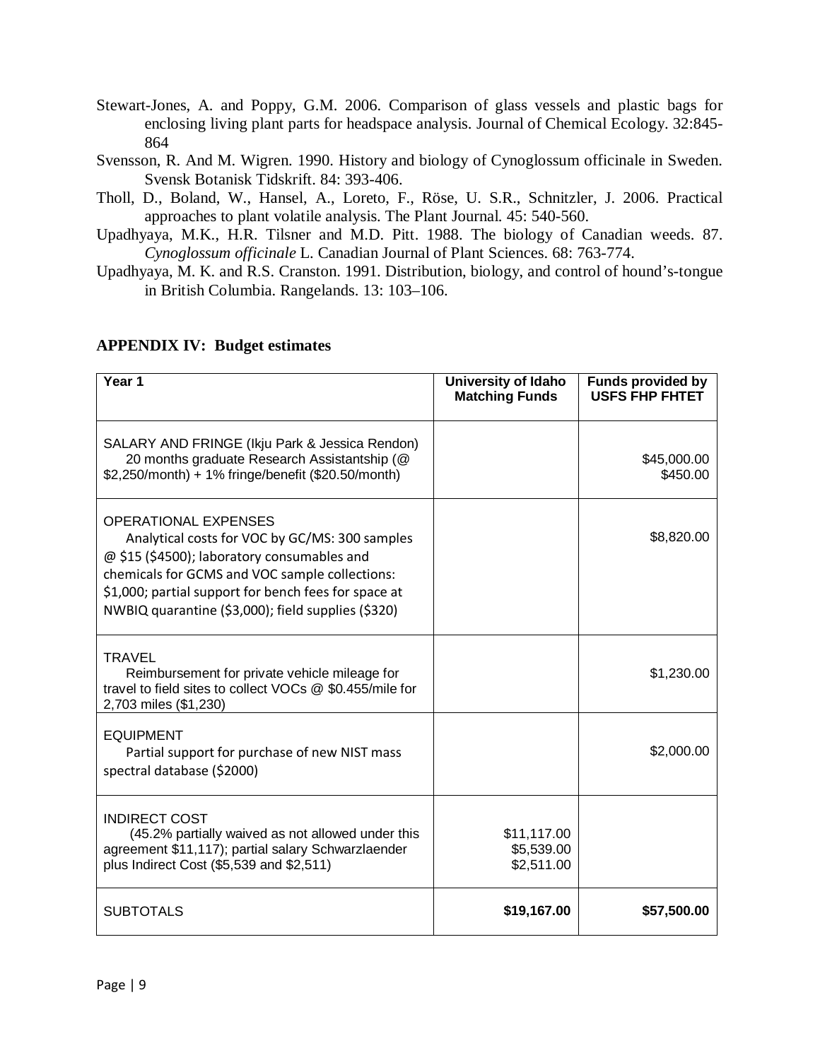Stewart-Jones, A. and Poppy, G.M. 2006. Comparison of glass vessels and plastic bags for enclosing living plant parts for headspace analysis. Journal of Chemical Ecology. 32:845-864

Svensson, R. And M. Wigren. 1990. History and biology of Cynoglossum officinale in Sweden. Svensk Botanisk Tidskrift. 84: 393-406.

Tholl, D., Boland, W., Hansel, A., Loreto, F., Röse, U. S.R., Schnitzler, J. 2006. Practical approaches to plant volatile analysis. The Plant Journal. 45: 540-560.

Upadhyaya, M.K., H.R. Tilsner and M.D. Pitt. 1988. The biology of Canadian weeds. 87. *Cynoglossum officinale* L. Canadian Journal of Plant Sciences. 68: 763-774.

Upadhyaya, M. K. and R.S. Cranston. 1991. Distribution, biology, and control of hound's-tongue in British Columbia. Rangelands. 13: 103–106.

## APPENDIX IV: Budget estimates

| Year 1 | University of Idaho Matching Funds | Funds provided by USFS FHP FHTET |
|---|---|---|
| SALARY AND FRINGE (Ikju Park & Jessica Rendon) 20 months graduate Research Assistantship (@ $2,250/month) + 1% fringe/benefit ($20.50/month) | | $45,000.00<br>$450.00 |
| OPERATIONAL EXPENSES Analytical costs for VOC by GC/MS: 300 samples @ $15 ($4500); laboratory consumables and chemicals for GCMS and VOC sample collections: $1,000; partial support for bench fees for space at NWBIQ quarantine ($3,000); field supplies ($320) | | $8,820.00 |
| TRAVEL Reimbursement for private vehicle mileage for travel to field sites to collect VOCs @ $0.455/mile for 2,703 miles ($1,230) | | $1,230.00 |
| EQUIPMENT Partial support for purchase of new NIST mass spectral database ($2000) | | $2,000.00 |
| INDIRECT COST (45.2% partially waived as not allowed under this agreement $11,117); partial salary Schwarzlaender plus Indirect Cost ($5,539 and $2,511) | $11,117.00<br>$5,539.00<br>$2,511.00 | |
| SUBTOTALS | **$19,167.00** | **$57,500.00** |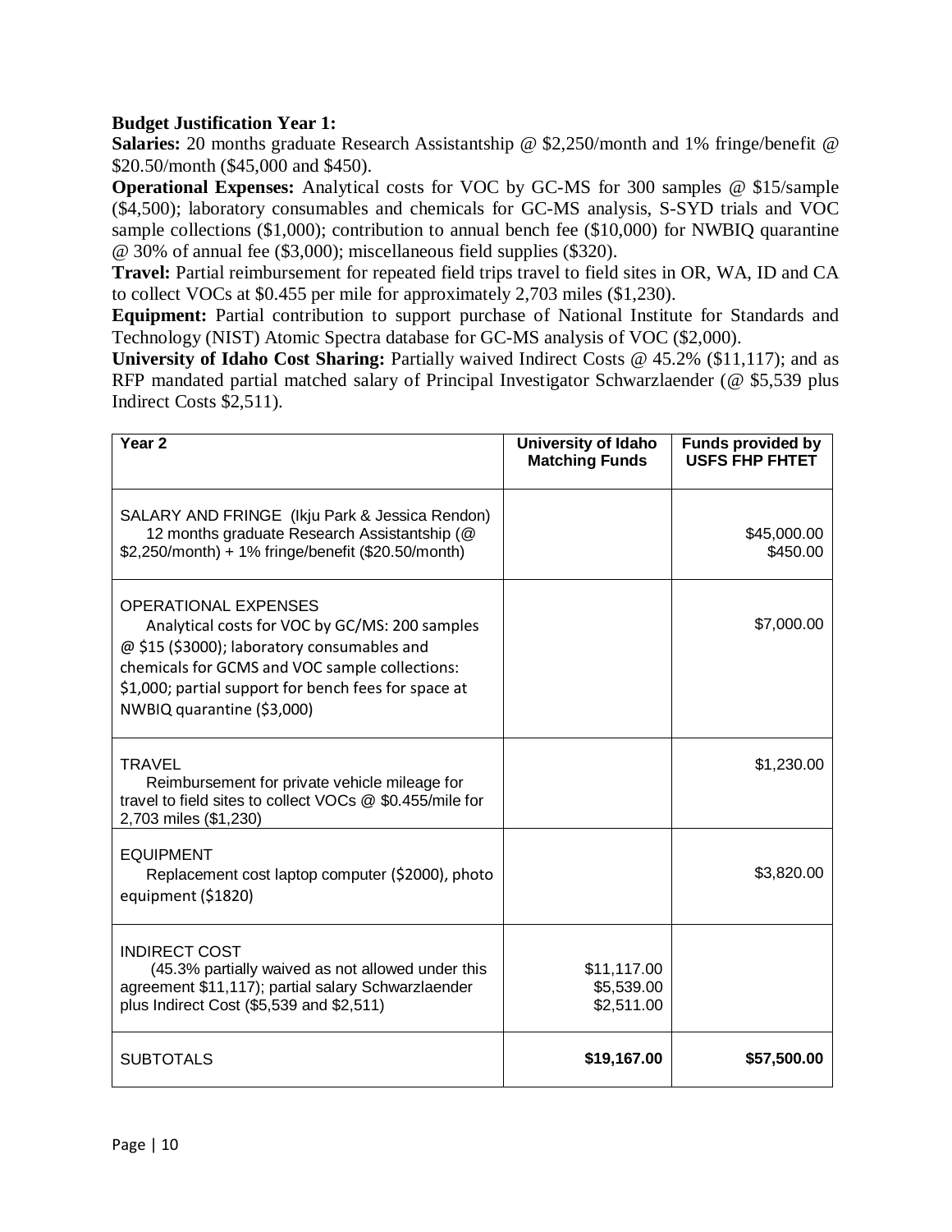**Budget Justification Year 1:**

**Salaries:** 20 months graduate Research Assistantship @ $2,250/month and 1% fringe/benefit @ $20.50/month ($45,000 and $450).

**Operational Expenses:** Analytical costs for VOC by GC-MS for 300 samples @ $15/sample ($4,500); laboratory consumables and chemicals for GC-MS analysis, S-SYD trials and VOC sample collections ($1,000); contribution to annual bench fee ($10,000) for NWBIQ quarantine @ 30% of annual fee ($3,000); miscellaneous field supplies ($320).

**Travel:** Partial reimbursement for repeated field trips travel to field sites in OR, WA, ID and CA to collect VOCs at $0.455 per mile for approximately 2,703 miles ($1,230).

**Equipment:** Partial contribution to support purchase of National Institute for Standards and Technology (NIST) Atomic Spectra database for GC-MS analysis of VOC ($2,000).

**University of Idaho Cost Sharing:** Partially waived Indirect Costs @ 45.2% ($11,117); and as RFP mandated partial matched salary of Principal Investigator Schwarzlaender (@ $5,539 plus Indirect Costs $2,511).

| Year 2 | University of Idaho Matching Funds | Funds provided by USFS FHP FHTET |
|---|---|---|
| SALARY AND FRINGE (Ikju Park & Jessica Rendon) 12 months graduate Research Assistantship (@ $2,250/month) + 1% fringe/benefit ($20.50/month) | | $45,000.00 $450.00 |
| OPERATIONAL EXPENSES Analytical costs for VOC by GC/MS: 200 samples @ $15 ($3000); laboratory consumables and chemicals for GCMS and VOC sample collections: $1,000; partial support for bench fees for space at NWBIQ quarantine ($3,000) | | $7,000.00 |
| TRAVEL Reimbursement for private vehicle mileage for travel to field sites to collect VOCs @ $0.455/mile for 2,703 miles ($1,230) | | $1,230.00 |
| EQUIPMENT Replacement cost laptop computer ($2000), photo equipment ($1820) | | $3,820.00 |
| INDIRECT COST (45.3% partially waived as not allowed under this agreement $11,117); partial salary Schwarzlaender plus Indirect Cost ($5,539 and $2,511) | $11,117.00 $5,539.00 $2,511.00 | |
| SUBTOTALS | **$19,167.00** | **$57,500.00** |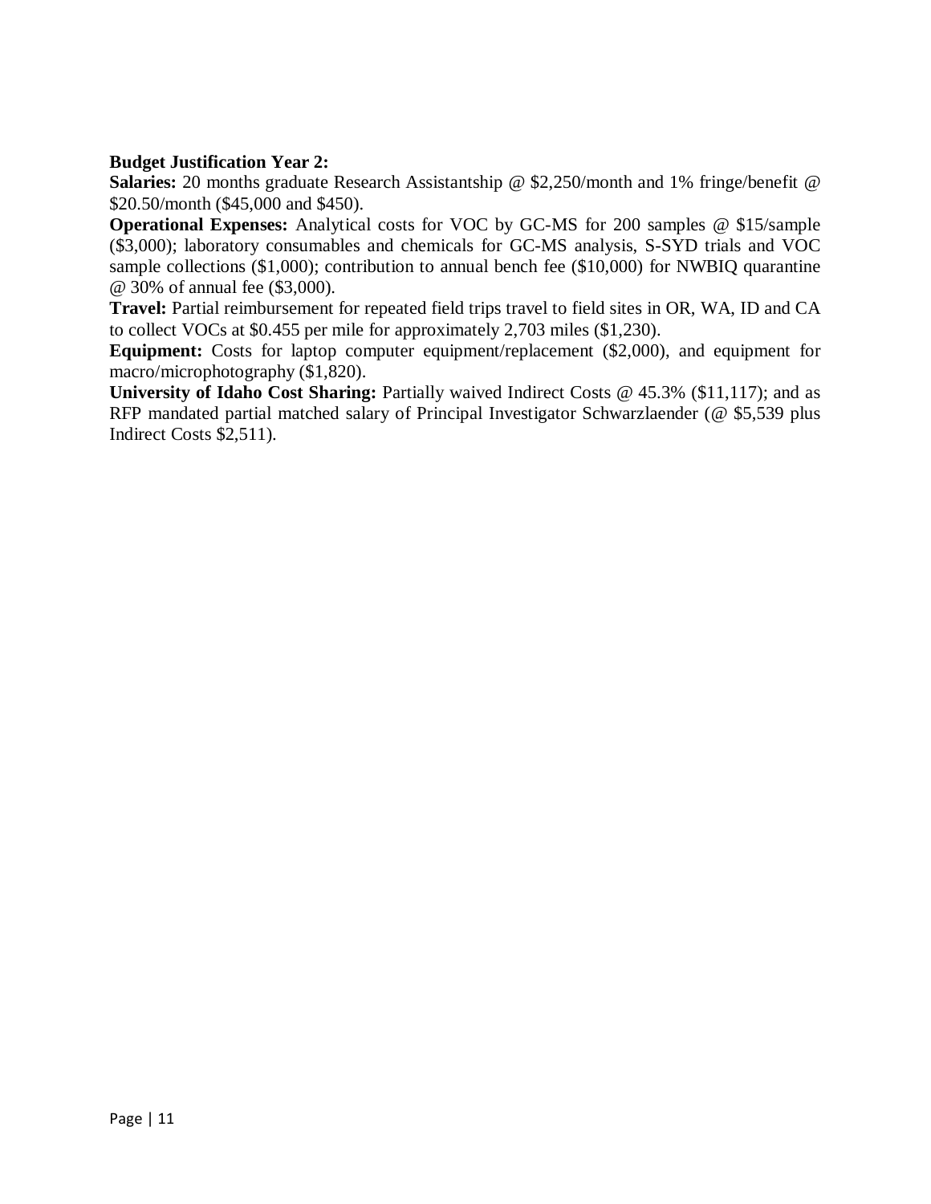**Budget Justification Year 2:**

**Salaries:** 20 months graduate Research Assistantship @ $2,250/month and 1% fringe/benefit @ $20.50/month ($45,000 and $450).

**Operational Expenses:** Analytical costs for VOC by GC-MS for 200 samples @ $15/sample ($3,000); laboratory consumables and chemicals for GC-MS analysis, S-SYD trials and VOC sample collections ($1,000); contribution to annual bench fee ($10,000) for NWBIQ quarantine @ 30% of annual fee ($3,000).

**Travel:** Partial reimbursement for repeated field trips travel to field sites in OR, WA, ID and CA to collect VOCs at $0.455 per mile for approximately 2,703 miles ($1,230).

**Equipment:** Costs for laptop computer equipment/replacement ($2,000), and equipment for macro/microphotography ($1,820).

**University of Idaho Cost Sharing:** Partially waived Indirect Costs @ 45.3% ($11,117); and as RFP mandated partial matched salary of Principal Investigator Schwarzlaender (@ $5,539 plus Indirect Costs $2,511).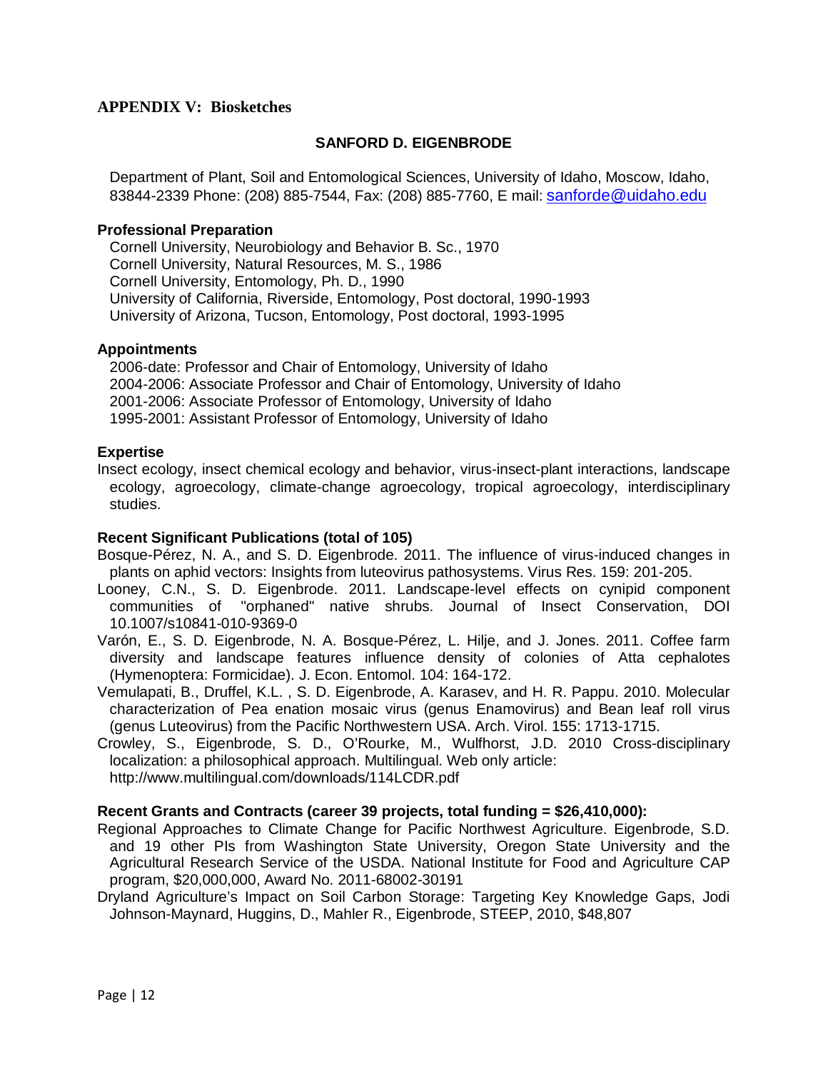## APPENDIX V: Biosketches

### SANFORD D. EIGENBRODE

Department of Plant, Soil and Entomological Sciences, University of Idaho, Moscow, Idaho, 83844-2339 Phone: (208) 885-7544, Fax: (208) 885-7760, E mail: sanforde@uidaho.edu

**Professional Preparation**

Cornell University, Neurobiology and Behavior B. Sc., 1970
Cornell University, Natural Resources, M. S., 1986
Cornell University, Entomology, Ph. D., 1990
University of California, Riverside, Entomology, Post doctoral, 1990-1993
University of Arizona, Tucson, Entomology, Post doctoral, 1993-1995

**Appointments**

2006-date: Professor and Chair of Entomology, University of Idaho
2004-2006: Associate Professor and Chair of Entomology, University of Idaho
2001-2006: Associate Professor of Entomology, University of Idaho
1995-2001: Assistant Professor of Entomology, University of Idaho

**Expertise**

Insect ecology, insect chemical ecology and behavior, virus-insect-plant interactions, landscape ecology, agroecology, climate-change agroecology, tropical agroecology, interdisciplinary studies.

**Recent Significant Publications (total of 105)**

Bosque-Pérez, N. A., and S. D. Eigenbrode. 2011. The influence of virus-induced changes in plants on aphid vectors: Insights from luteovirus pathosystems. Virus Res. 159: 201-205.

Looney, C.N., S. D. Eigenbrode. 2011. Landscape-level effects on cynipid component communities of "orphaned" native shrubs. Journal of Insect Conservation, DOI 10.1007/s10841-010-9369-0

Varón, E., S. D. Eigenbrode, N. A. Bosque-Pérez, L. Hilje, and J. Jones. 2011. Coffee farm diversity and landscape features influence density of colonies of Atta cephalotes (Hymenoptera: Formicidae). J. Econ. Entomol. 104: 164-172.

Vemulapati, B., Druffel, K.L. , S. D. Eigenbrode, A. Karasev, and H. R. Pappu. 2010. Molecular characterization of Pea enation mosaic virus (genus Enamovirus) and Bean leaf roll virus (genus Luteovirus) from the Pacific Northwestern USA. Arch. Virol. 155: 1713-1715.

Crowley, S., Eigenbrode, S. D., O'Rourke, M., Wulfhorst, J.D. 2010 Cross-disciplinary localization: a philosophical approach. Multilingual. Web only article: http://www.multilingual.com/downloads/114LCDR.pdf

**Recent Grants and Contracts (career 39 projects, total funding = $26,410,000):**

Regional Approaches to Climate Change for Pacific Northwest Agriculture. Eigenbrode, S.D. and 19 other PIs from Washington State University, Oregon State University and the Agricultural Research Service of the USDA. National Institute for Food and Agriculture CAP program, $20,000,000, Award No. 2011-68002-30191

Dryland Agriculture's Impact on Soil Carbon Storage: Targeting Key Knowledge Gaps, Jodi Johnson-Maynard, Huggins, D., Mahler R., Eigenbrode, STEEP, 2010, $48,807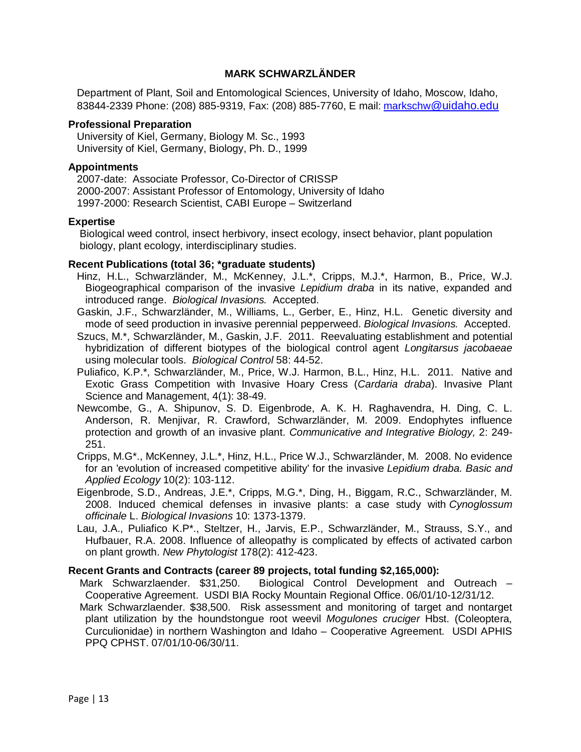**MARK SCHWARZLÄNDER**

Department of Plant, Soil and Entomological Sciences, University of Idaho, Moscow, Idaho, 83844-2339 Phone: (208) 885-9319, Fax: (208) 885-7760, E mail: markschw@uidaho.edu

**Professional Preparation**

University of Kiel, Germany, Biology M. Sc., 1993
University of Kiel, Germany, Biology, Ph. D., 1999

**Appointments**

2007-date: Associate Professor, Co-Director of CRISSP
2000-2007: Assistant Professor of Entomology, University of Idaho
1997-2000: Research Scientist, CABI Europe – Switzerland

**Expertise**

Biological weed control, insect herbivory, insect ecology, insect behavior, plant population biology, plant ecology, interdisciplinary studies.

**Recent Publications (total 36; *graduate students)**

Hinz, H.L., Schwarzländer, M., McKenney, J.L.*, Cripps, M.J.*, Harmon, B., Price, W.J. Biogeographical comparison of the invasive *Lepidium draba* in its native, expanded and introduced range. *Biological Invasions.* Accepted.

Gaskin, J.F., Schwarzländer, M., Williams, L., Gerber, E., Hinz, H.L. Genetic diversity and mode of seed production in invasive perennial pepperweed. *Biological Invasions.* Accepted.

Szucs, M.*, Schwarzländer, M., Gaskin, J.F. 2011. Reevaluating establishment and potential hybridization of different biotypes of the biological control agent *Longitarsus jacobaeae* using molecular tools. *Biological Control* 58: 44-52.

Puliafico, K.P.*, Schwarzländer, M., Price, W.J. Harmon, B.L., Hinz, H.L. 2011. Native and Exotic Grass Competition with Invasive Hoary Cress (*Cardaria draba*). Invasive Plant Science and Management, 4(1): 38-49.

Newcombe, G., A. Shipunov, S. D. Eigenbrode, A. K. H. Raghavendra, H. Ding, C. L. Anderson, R. Menjivar, R. Crawford, Schwarzländer, M. 2009. Endophytes influence protection and growth of an invasive plant. *Communicative and Integrative Biology,* 2: 249-251.

Cripps, M.G*., McKenney, J.L.*, Hinz, H.L., Price W.J., Schwarzländer, M. 2008. No evidence for an 'evolution of increased competitive ability' for the invasive *Lepidium draba. Basic and Applied Ecology* 10(2): 103-112.

Eigenbrode, S.D., Andreas, J.E.*, Cripps, M.G.*, Ding, H., Biggam, R.C., Schwarzländer, M. 2008. Induced chemical defenses in invasive plants: a case study with *Cynoglossum officinale* L. *Biological Invasions* 10: 1373-1379.

Lau, J.A., Puliafico K.P*., Steltzer, H., Jarvis, E.P., Schwarzländer, M., Strauss, S.Y., and Hufbauer, R.A. 2008. Influence of alleopathy is complicated by effects of activated carbon on plant growth. *New Phytologist* 178(2): 412-423.

**Recent Grants and Contracts (career 89 projects, total funding $2,165,000):**

Mark Schwarzlaender. $31,250. Biological Control Development and Outreach – Cooperative Agreement. USDI BIA Rocky Mountain Regional Office. 06/01/10-12/31/12.

Mark Schwarzlaender. $38,500. Risk assessment and monitoring of target and nontarget plant utilization by the houndstongue root weevil *Mogulones cruciger* Hbst. (Coleoptera, Curculionidae) in northern Washington and Idaho – Cooperative Agreement. USDI APHIS PPQ CPHST. 07/01/10-06/30/11.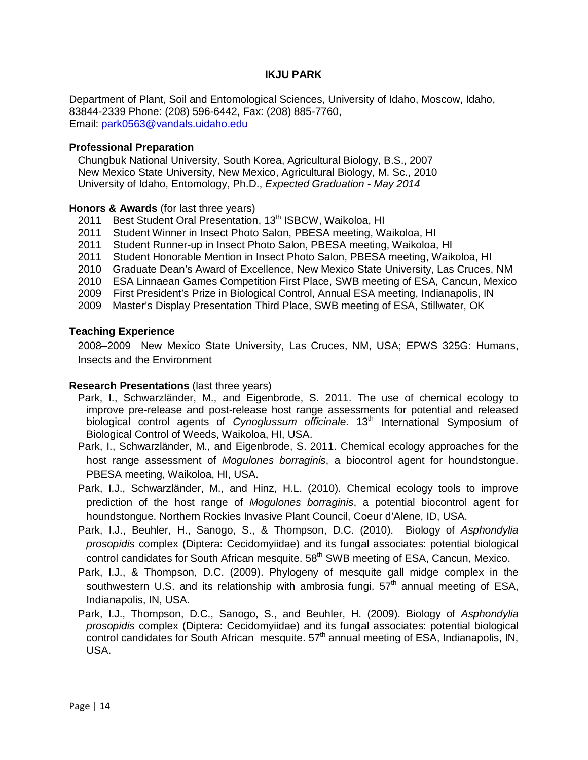**IKJU PARK**

Department of Plant, Soil and Entomological Sciences, University of Idaho, Moscow, Idaho, 83844-2339 Phone: (208) 596-6442, Fax: (208) 885-7760,
Email: park0563@vandals.uidaho.edu

**Professional Preparation**

Chungbuk National University, South Korea, Agricultural Biology, B.S., 2007
New Mexico State University, New Mexico, Agricultural Biology, M. Sc., 2010
University of Idaho, Entomology, Ph.D., *Expected Graduation - May 2014*

**Honors & Awards** (for last three years)

2011 Best Student Oral Presentation, 13th ISBCW, Waikoloa, HI
2011 Student Winner in Insect Photo Salon, PBESA meeting, Waikoloa, HI
2011 Student Runner-up in Insect Photo Salon, PBESA meeting, Waikoloa, HI
2011 Student Honorable Mention in Insect Photo Salon, PBESA meeting, Waikoloa, HI
2010 Graduate Dean's Award of Excellence, New Mexico State University, Las Cruces, NM
2010 ESA Linnaean Games Competition First Place, SWB meeting of ESA, Cancun, Mexico
2009 First President's Prize in Biological Control, Annual ESA meeting, Indianapolis, IN
2009 Master's Display Presentation Third Place, SWB meeting of ESA, Stillwater, OK

**Teaching Experience**

2008–2009 New Mexico State University, Las Cruces, NM, USA; EPWS 325G: Humans, Insects and the Environment

**Research Presentations** (last three years)

Park, I., Schwarzländer, M., and Eigenbrode, S. 2011. The use of chemical ecology to improve pre-release and post-release host range assessments for potential and released biological control agents of *Cynoglussum officinale*. 13th International Symposium of Biological Control of Weeds, Waikoloa, HI, USA.

Park, I., Schwarzländer, M., and Eigenbrode, S. 2011. Chemical ecology approaches for the host range assessment of *Mogulones borraginis*, a biocontrol agent for houndstongue. PBESA meeting, Waikoloa, HI, USA.

Park, I.J., Schwarzländer, M., and Hinz, H.L. (2010). Chemical ecology tools to improve prediction of the host range of *Mogulones borraginis*, a potential biocontrol agent for houndstongue. Northern Rockies Invasive Plant Council, Coeur d'Alene, ID, USA.

Park, I.J., Beuhler, H., Sanogo, S., & Thompson, D.C. (2010). Biology of *Asphondylia prosopidis* complex (Diptera: Cecidomyiidae) and its fungal associates: potential biological control candidates for South African mesquite. 58th SWB meeting of ESA, Cancun, Mexico.

Park, I.J., & Thompson, D.C. (2009). Phylogeny of mesquite gall midge complex in the southwestern U.S. and its relationship with ambrosia fungi. 57th annual meeting of ESA, Indianapolis, IN, USA.

Park, I.J., Thompson, D.C., Sanogo, S., and Beuhler, H. (2009). Biology of *Asphondylia prosopidis* complex (Diptera: Cecidomyiidae) and its fungal associates: potential biological control candidates for South African mesquite. 57th annual meeting of ESA, Indianapolis, IN, USA.